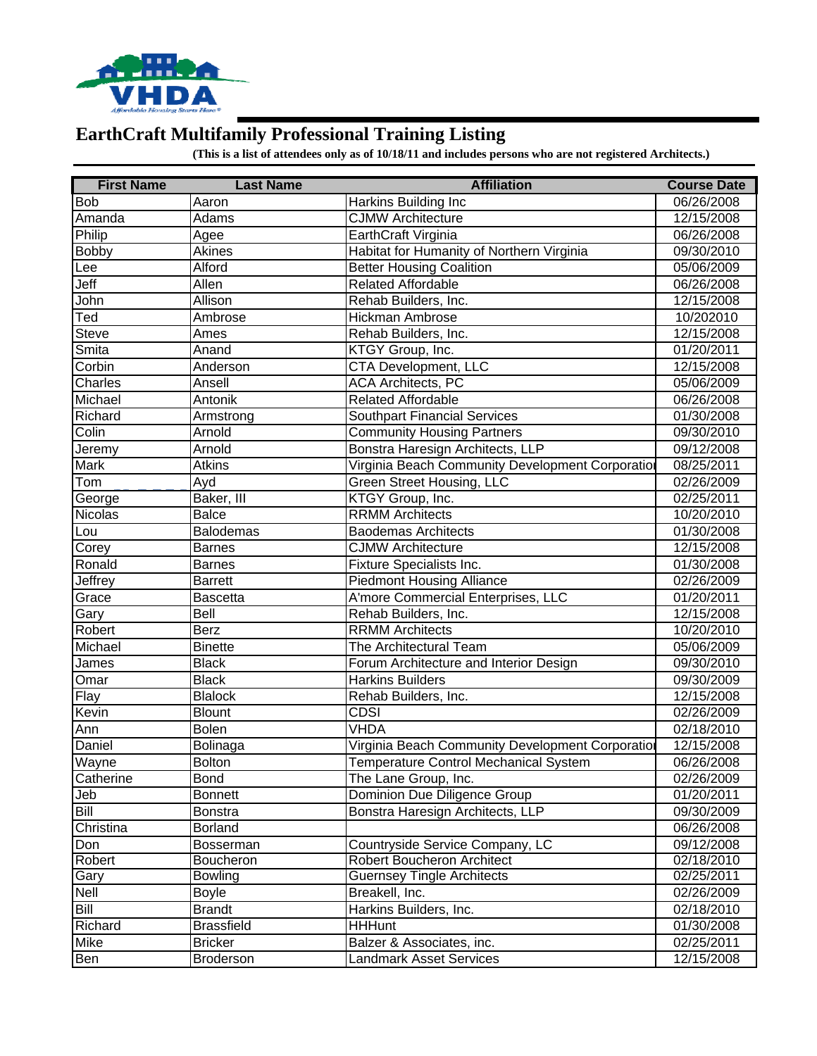# EarthCraft Multifamily Professional Training Listing

**(This is a list of attendees only as of 10/18/11 and includes persons who are not registered Architects.)**

| First Name | Last Name | Affiliation | Course Date |
|---|---|---|---|
| Bob | Aaron | Harkins Building Inc | 06/26/2008 |
| Amanda | Adams | CJMW Architecture | 12/15/2008 |
| Philip | Agee | EarthCraft Virginia | 06/26/2008 |
| Bobby | Akines | Habitat for Humanity of Northern Virginia | 09/30/2010 |
| Lee | Alford | Better Housing Coalition | 05/06/2009 |
| Jeff | Allen | Related Affordable | 06/26/2008 |
| John | Allison | Rehab Builders, Inc. | 12/15/2008 |
| Ted | Ambrose | Hickman Ambrose | 10/202010 |
| Steve | Ames | Rehab Builders, Inc. | 12/15/2008 |
| Smita | Anand | KTGY Group, Inc. | 01/20/2011 |
| Corbin | Anderson | CTA Development, LLC | 12/15/2008 |
| Charles | Ansell | ACA Architects, PC | 05/06/2009 |
| Michael | Antonik | Related Affordable | 06/26/2008 |
| Richard | Armstrong | Southpart Financial Services | 01/30/2008 |
| Colin | Arnold | Community Housing Partners | 09/30/2010 |
| Jeremy | Arnold | Bonstra Haresign Architects, LLP | 09/12/2008 |
| Mark | Atkins | Virginia Beach Community Development Corporatio | 08/25/2011 |
| Tom | Ayd | Green Street Housing, LLC | 02/26/2009 |
| George | Baker, III | KTGY Group, Inc. | 02/25/2011 |
| Nicolas | Balce | RRMM Architects | 10/20/2010 |
| Lou | Balodemas | Baodemas Architects | 01/30/2008 |
| Corey | Barnes | CJMW Architecture | 12/15/2008 |
| Ronald | Barnes | Fixture Specialists Inc. | 01/30/2008 |
| Jeffrey | Barrett | Piedmont Housing Alliance | 02/26/2009 |
| Grace | Bascetta | A'more Commercial Enterprises, LLC | 01/20/2011 |
| Gary | Bell | Rehab Builders, Inc. | 12/15/2008 |
| Robert | Berz | RRMM Architects | 10/20/2010 |
| Michael | Binette | The Architectural Team | 05/06/2009 |
| James | Black | Forum Architecture and Interior Design | 09/30/2010 |
| Omar | Black | Harkins Builders | 09/30/2009 |
| Flay | Blalock | Rehab Builders, Inc. | 12/15/2008 |
| Kevin | Blount | CDSI | 02/26/2009 |
| Ann | Bolen | VHDA | 02/18/2010 |
| Daniel | Bolinaga | Virginia Beach Community Development Corporatio | 12/15/2008 |
| Wayne | Bolton | Temperature Control Mechanical System | 06/26/2008 |
| Catherine | Bond | The Lane Group, Inc. | 02/26/2009 |
| Jeb | Bonnett | Dominion Due Diligence Group | 01/20/2011 |
| Bill | Bonstra | Bonstra Haresign Architects, LLP | 09/30/2009 |
| Christina | Borland | | 06/26/2008 |
| Don | Bosserman | Countryside Service Company, LC | 09/12/2008 |
| Robert | Boucheron | Robert Boucheron Architect | 02/18/2010 |
| Gary | Bowling | Guernsey Tingle Architects | 02/25/2011 |
| Nell | Boyle | Breakell, Inc. | 02/26/2009 |
| Bill | Brandt | Harkins Builders, Inc. | 02/18/2010 |
| Richard | Brassfield | HHHunt | 01/30/2008 |
| Mike | Bricker | Balzer & Associates, inc. | 02/25/2011 |
| Ben | Broderson | Landmark Asset Services | 12/15/2008 |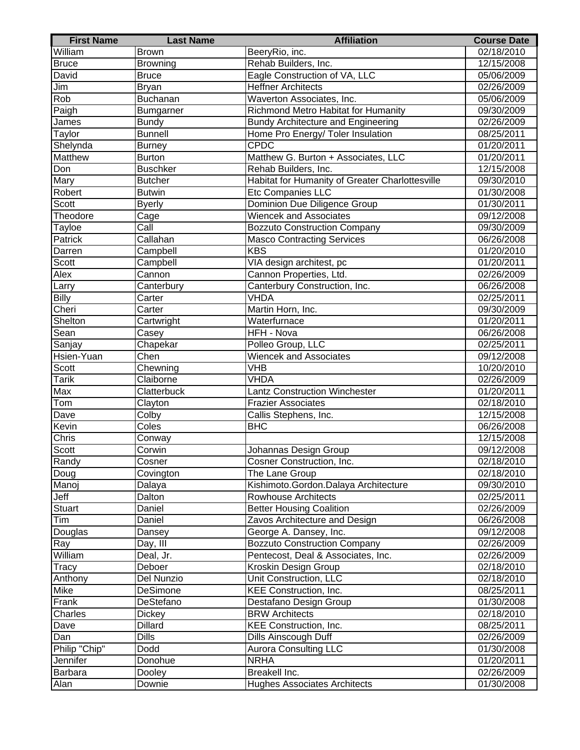| First Name | Last Name | Affiliation | Course Date |
|---|---|---|---|
| William | Brown | BeeryRio, inc. | 02/18/2010 |
| Bruce | Browning | Rehab Builders, Inc. | 12/15/2008 |
| David | Bruce | Eagle Construction of VA, LLC | 05/06/2009 |
| Jim | Bryan | Heffner Architects | 02/26/2009 |
| Rob | Buchanan | Waverton Associates, Inc. | 05/06/2009 |
| Paigh | Bumgarner | Richmond Metro Habitat for Humanity | 09/30/2009 |
| James | Bundy | Bundy Architecture and Engineering | 02/26/2009 |
| Taylor | Bunnell | Home Pro Energy/ Toler Insulation | 08/25/2011 |
| Shelynda | Burney | CPDC | 01/20/2011 |
| Matthew | Burton | Matthew G. Burton + Associates, LLC | 01/20/2011 |
| Don | Buschker | Rehab Builders, Inc. | 12/15/2008 |
| Mary | Butcher | Habitat for Humanity of Greater Charlottesville | 09/30/2010 |
| Robert | Butwin | Etc Companies LLC | 01/30/2008 |
| Scott | Byerly | Dominion Due Diligence Group | 01/30/2011 |
| Theodore | Cage | Wiencek and Associates | 09/12/2008 |
| Tayloe | Call | Bozzuto Construction Company | 09/30/2009 |
| Patrick | Callahan | Masco Contracting Services | 06/26/2008 |
| Darren | Campbell | KBS | 01/20/2010 |
| Scott | Campbell | VIA design architest, pc | 01/20/2011 |
| Alex | Cannon | Cannon Properties, Ltd. | 02/26/2009 |
| Larry | Canterbury | Canterbury Construction, Inc. | 06/26/2008 |
| Billy | Carter | VHDA | 02/25/2011 |
| Cheri | Carter | Martin Horn, Inc. | 09/30/2009 |
| Shelton | Cartwright | Waterfurnace | 01/20/2011 |
| Sean | Casey | HFH - Nova | 06/26/2008 |
| Sanjay | Chapekar | Polleo Group, LLC | 02/25/2011 |
| Hsien-Yuan | Chen | Wiencek and Associates | 09/12/2008 |
| Scott | Chewning | VHB | 10/20/2010 |
| Tarik | Claiborne | VHDA | 02/26/2009 |
| Max | Clatterbuck | Lantz Construction Winchester | 01/20/2011 |
| Tom | Clayton | Frazier Associates | 02/18/2010 |
| Dave | Colby | Callis Stephens, Inc. | 12/15/2008 |
| Kevin | Coles | BHC | 06/26/2008 |
| Chris | Conway | | 12/15/2008 |
| Scott | Corwin | Johannas Design Group | 09/12/2008 |
| Randy | Cosner | Cosner Construction, Inc. | 02/18/2010 |
| Doug | Covington | The Lane Group | 02/18/2010 |
| Manoj | Dalaya | Kishimoto.Gordon.Dalaya Architecture | 09/30/2010 |
| Jeff | Dalton | Rowhouse Architects | 02/25/2011 |
| Stuart | Daniel | Better Housing Coalition | 02/26/2009 |
| Tim | Daniel | Zavos Architecture and Design | 06/26/2008 |
| Douglas | Dansey | George A. Dansey, Inc. | 09/12/2008 |
| Ray | Day, III | Bozzuto Construction Company | 02/26/2009 |
| William | Deal, Jr. | Pentecost, Deal & Associates, Inc. | 02/26/2009 |
| Tracy | Deboer | Kroskin Design Group | 02/18/2010 |
| Anthony | Del Nunzio | Unit Construction, LLC | 02/18/2010 |
| Mike | DeSimone | KEE Construction, Inc. | 08/25/2011 |
| Frank | DeStefano | Destafano Design Group | 01/30/2008 |
| Charles | Dickey | BRW Architects | 02/18/2010 |
| Dave | Dillard | KEE Construction, Inc. | 08/25/2011 |
| Dan | Dills | Dills Ainscough Duff | 02/26/2009 |
| Philip "Chip" | Dodd | Aurora Consulting LLC | 01/30/2008 |
| Jennifer | Donohue | NRHA | 01/20/2011 |
| Barbara | Dooley | Breakell Inc. | 02/26/2009 |
| Alan | Downie | Hughes Associates Architects | 01/30/2008 |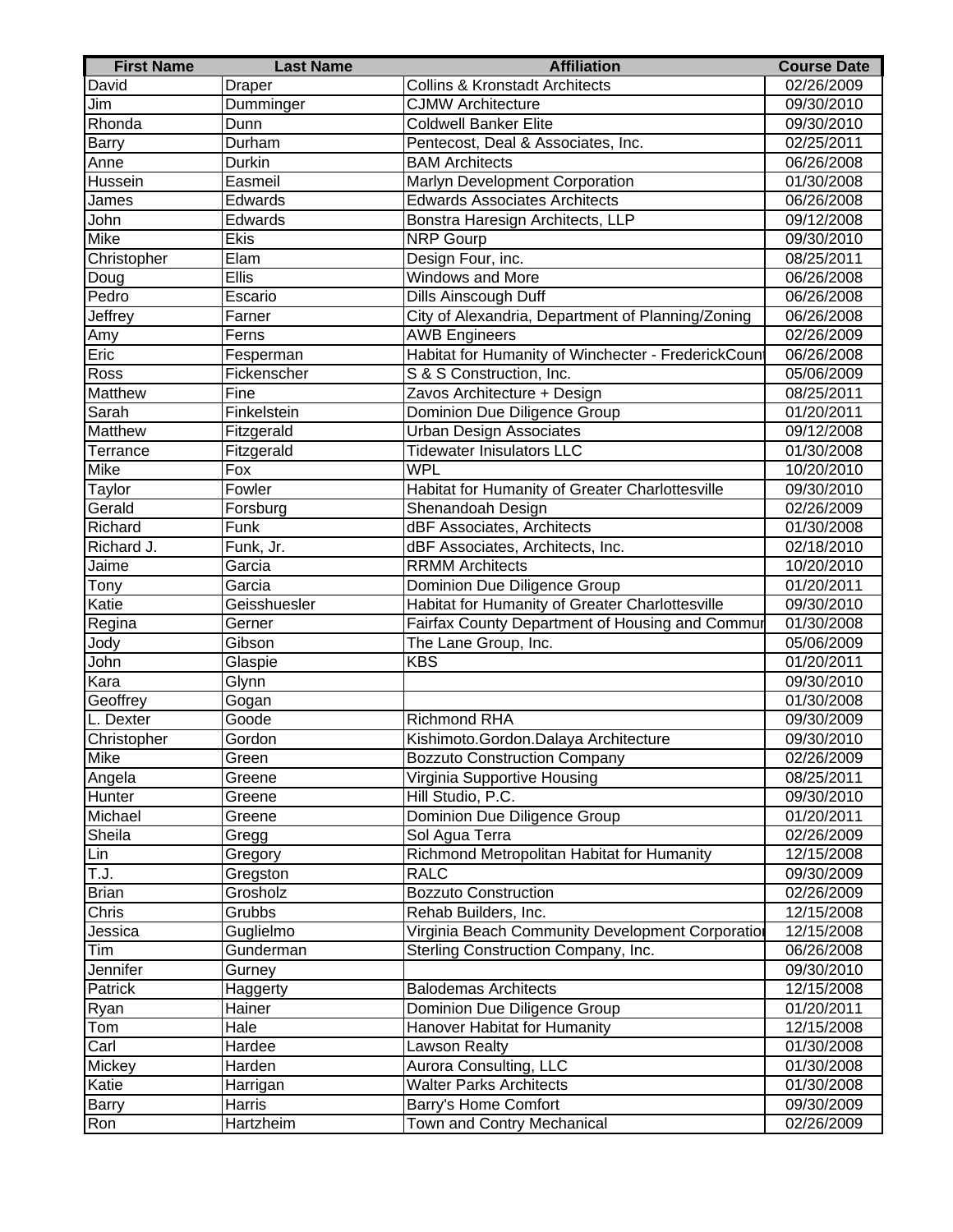| First Name | Last Name | Affiliation | Course Date |
|---|---|---|---|
| David | Draper | Collins & Kronstadt Architects | 02/26/2009 |
| Jim | Dumminger | CJMW Architecture | 09/30/2010 |
| Rhonda | Dunn | Coldwell Banker Elite | 09/30/2010 |
| Barry | Durham | Pentecost, Deal & Associates, Inc. | 02/25/2011 |
| Anne | Durkin | BAM Architects | 06/26/2008 |
| Hussein | Easmeil | Marlyn Development Corporation | 01/30/2008 |
| James | Edwards | Edwards Associates Architects | 06/26/2008 |
| John | Edwards | Bonstra Haresign Architects, LLP | 09/12/2008 |
| Mike | Ekis | NRP Gourp | 09/30/2010 |
| Christopher | Elam | Design Four, inc. | 08/25/2011 |
| Doug | Ellis | Windows and More | 06/26/2008 |
| Pedro | Escario | Dills Ainscough Duff | 06/26/2008 |
| Jeffrey | Farner | City of Alexandria, Department of Planning/Zoning | 06/26/2008 |
| Amy | Ferns | AWB Engineers | 02/26/2009 |
| Eric | Fesperman | Habitat for Humanity of Winchecter - FrederickCount | 06/26/2008 |
| Ross | Fickenscher | S & S Construction, Inc. | 05/06/2009 |
| Matthew | Fine | Zavos Architecture + Design | 08/25/2011 |
| Sarah | Finkelstein | Dominion Due Diligence Group | 01/20/2011 |
| Matthew | Fitzgerald | Urban Design Associates | 09/12/2008 |
| Terrance | Fitzgerald | Tidewater Inisulators LLC | 01/30/2008 |
| Mike | Fox | WPL | 10/20/2010 |
| Taylor | Fowler | Habitat for Humanity of Greater Charlottesville | 09/30/2010 |
| Gerald | Forsburg | Shenandoah Design | 02/26/2009 |
| Richard | Funk | dBF Associates, Architects | 01/30/2008 |
| Richard J. | Funk, Jr. | dBF Associates, Architects, Inc. | 02/18/2010 |
| Jaime | Garcia | RRMM Architects | 10/20/2010 |
| Tony | Garcia | Dominion Due Diligence Group | 01/20/2011 |
| Katie | Geisshuesler | Habitat for Humanity of Greater Charlottesville | 09/30/2010 |
| Regina | Gerner | Fairfax County Department of Housing and Commur | 01/30/2008 |
| Jody | Gibson | The Lane Group, Inc. | 05/06/2009 |
| John | Glaspie | KBS | 01/20/2011 |
| Kara | Glynn | | 09/30/2010 |
| Geoffrey | Gogan | | 01/30/2008 |
| L. Dexter | Goode | Richmond RHA | 09/30/2009 |
| Christopher | Gordon | Kishimoto.Gordon.Dalaya Architecture | 09/30/2010 |
| Mike | Green | Bozzuto Construction Company | 02/26/2009 |
| Angela | Greene | Virginia Supportive Housing | 08/25/2011 |
| Hunter | Greene | Hill Studio, P.C. | 09/30/2010 |
| Michael | Greene | Dominion Due Diligence Group | 01/20/2011 |
| Sheila | Gregg | Sol Agua Terra | 02/26/2009 |
| Lin | Gregory | Richmond Metropolitan Habitat for Humanity | 12/15/2008 |
| T.J. | Gregston | RALC | 09/30/2009 |
| Brian | Grosholz | Bozzuto Construction | 02/26/2009 |
| Chris | Grubbs | Rehab Builders, Inc. | 12/15/2008 |
| Jessica | Guglielmo | Virginia Beach Community Development Corporatio | 12/15/2008 |
| Tim | Gunderman | Sterling Construction Company, Inc. | 06/26/2008 |
| Jennifer | Gurney | | 09/30/2010 |
| Patrick | Haggerty | Balodemas Architects | 12/15/2008 |
| Ryan | Hainer | Dominion Due Diligence Group | 01/20/2011 |
| Tom | Hale | Hanover Habitat for Humanity | 12/15/2008 |
| Carl | Hardee | Lawson Realty | 01/30/2008 |
| Mickey | Harden | Aurora Consulting, LLC | 01/30/2008 |
| Katie | Harrigan | Walter Parks Architects | 01/30/2008 |
| Barry | Harris | Barry's Home Comfort | 09/30/2009 |
| Ron | Hartzheim | Town and Contry Mechanical | 02/26/2009 |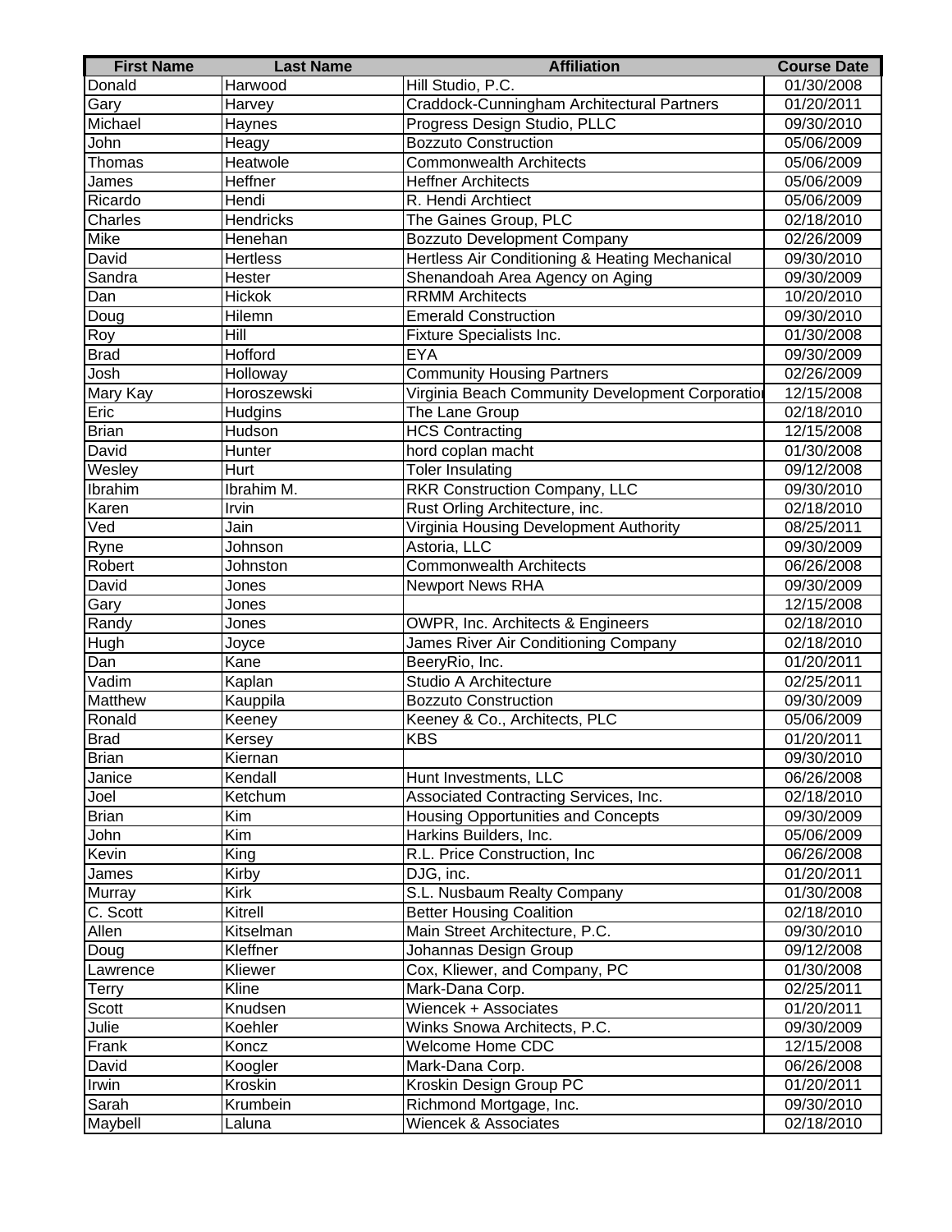| First Name | Last Name | Affiliation | Course Date |
| --- | --- | --- | --- |
| Donald | Harwood | Hill Studio, P.C. | 01/30/2008 |
| Gary | Harvey | Craddock-Cunningham Architectural Partners | 01/20/2011 |
| Michael | Haynes | Progress Design Studio, PLLC | 09/30/2010 |
| John | Heagy | Bozzuto Construction | 05/06/2009 |
| Thomas | Heatwole | Commonwealth Architects | 05/06/2009 |
| James | Heffner | Heffner Architects | 05/06/2009 |
| Ricardo | Hendi | R. Hendi Archtiect | 05/06/2009 |
| Charles | Hendricks | The Gaines Group, PLC | 02/18/2010 |
| Mike | Henehan | Bozzuto Development Company | 02/26/2009 |
| David | Hertless | Hertless Air Conditioning & Heating Mechanical | 09/30/2010 |
| Sandra | Hester | Shenandoah Area Agency on Aging | 09/30/2009 |
| Dan | Hickok | RRMM Architects | 10/20/2010 |
| Doug | Hilemn | Emerald Construction | 09/30/2010 |
| Roy | Hill | Fixture Specialists Inc. | 01/30/2008 |
| Brad | Hofford | EYA | 09/30/2009 |
| Josh | Holloway | Community Housing Partners | 02/26/2009 |
| Mary Kay | Horoszewski | Virginia Beach Community Development Corporatio | 12/15/2008 |
| Eric | Hudgins | The Lane Group | 02/18/2010 |
| Brian | Hudson | HCS Contracting | 12/15/2008 |
| David | Hunter | hord coplan macht | 01/30/2008 |
| Wesley | Hurt | Toler Insulating | 09/12/2008 |
| Ibrahim | Ibrahim M. | RKR Construction Company, LLC | 09/30/2010 |
| Karen | Irvin | Rust Orling Architecture, inc. | 02/18/2010 |
| Ved | Jain | Virginia Housing Development Authority | 08/25/2011 |
| Ryne | Johnson | Astoria, LLC | 09/30/2009 |
| Robert | Johnston | Commonwealth Architects | 06/26/2008 |
| David | Jones | Newport News RHA | 09/30/2009 |
| Gary | Jones | | 12/15/2008 |
| Randy | Jones | OWPR, Inc. Architects & Engineers | 02/18/2010 |
| Hugh | Joyce | James River Air Conditioning Company | 02/18/2010 |
| Dan | Kane | BeeryRio, Inc. | 01/20/2011 |
| Vadim | Kaplan | Studio A Architecture | 02/25/2011 |
| Matthew | Kauppila | Bozzuto Construction | 09/30/2009 |
| Ronald | Keeney | Keeney & Co., Architects, PLC | 05/06/2009 |
| Brad | Kersey | KBS | 01/20/2011 |
| Brian | Kiernan | | 09/30/2010 |
| Janice | Kendall | Hunt Investments, LLC | 06/26/2008 |
| Joel | Ketchum | Associated Contracting Services, Inc. | 02/18/2010 |
| Brian | Kim | Housing Opportunities and Concepts | 09/30/2009 |
| John | Kim | Harkins Builders, Inc. | 05/06/2009 |
| Kevin | King | R.L. Price Construction, Inc | 06/26/2008 |
| James | Kirby | DJG, inc. | 01/20/2011 |
| Murray | Kirk | S.L. Nusbaum Realty Company | 01/30/2008 |
| C. Scott | Kitrell | Better Housing Coalition | 02/18/2010 |
| Allen | Kitselman | Main Street Architecture, P.C. | 09/30/2010 |
| Doug | Kleffner | Johannas Design Group | 09/12/2008 |
| Lawrence | Kliewer | Cox, Kliewer, and Company, PC | 01/30/2008 |
| Terry | Kline | Mark-Dana Corp. | 02/25/2011 |
| Scott | Knudsen | Wiencek + Associates | 01/20/2011 |
| Julie | Koehler | Winks Snowa Architects, P.C. | 09/30/2009 |
| Frank | Koncz | Welcome Home CDC | 12/15/2008 |
| David | Koogler | Mark-Dana Corp. | 06/26/2008 |
| Irwin | Kroskin | Kroskin Design Group PC | 01/20/2011 |
| Sarah | Krumbein | Richmond Mortgage, Inc. | 09/30/2010 |
| Maybell | Laluna | Wiencek & Associates | 02/18/2010 |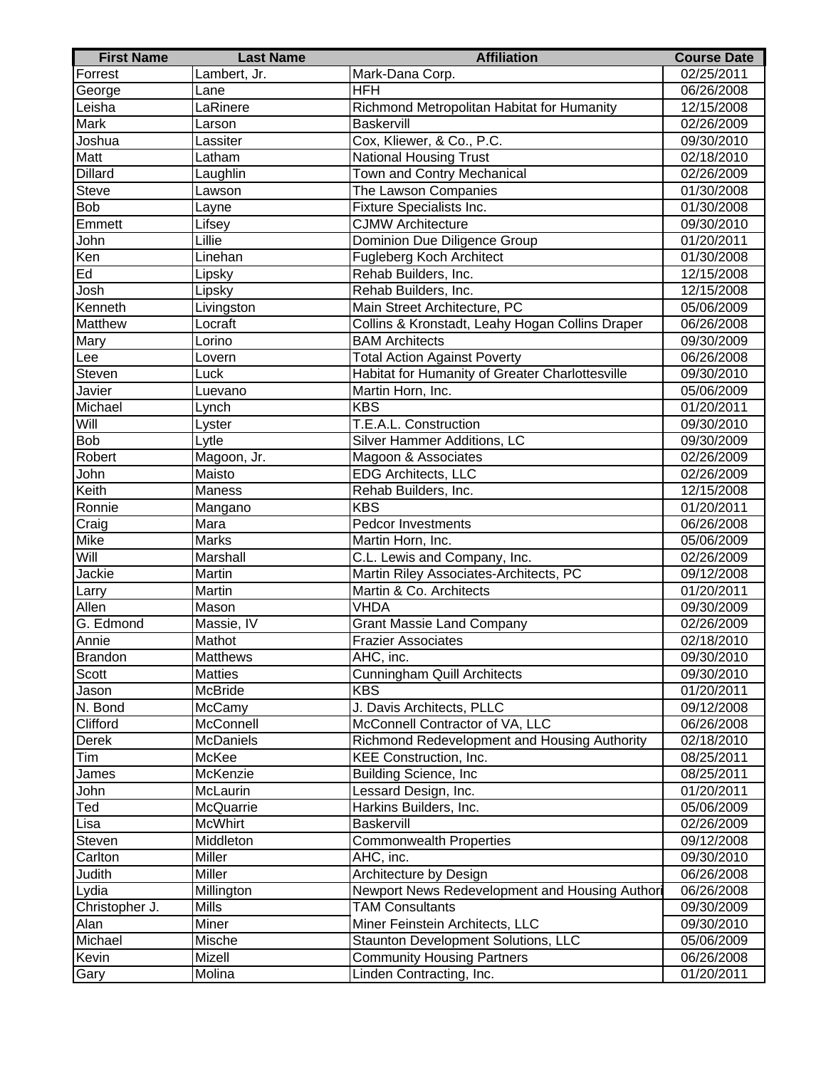| First Name | Last Name | Affiliation | Course Date |
|---|---|---|---|
| Forrest | Lambert, Jr. | Mark-Dana Corp. | 02/25/2011 |
| George | Lane | HFH | 06/26/2008 |
| Leisha | LaRinere | Richmond Metropolitan Habitat for Humanity | 12/15/2008 |
| Mark | Larson | Baskervill | 02/26/2009 |
| Joshua | Lassiter | Cox, Kliewer, & Co., P.C. | 09/30/2010 |
| Matt | Latham | National Housing Trust | 02/18/2010 |
| Dillard | Laughlin | Town and Contry Mechanical | 02/26/2009 |
| Steve | Lawson | The Lawson Companies | 01/30/2008 |
| Bob | Layne | Fixture Specialists Inc. | 01/30/2008 |
| Emmett | Lifsey | CJMW Architecture | 09/30/2010 |
| John | Lillie | Dominion Due Diligence Group | 01/20/2011 |
| Ken | Linehan | Fugleberg Koch Architect | 01/30/2008 |
| Ed | Lipsky | Rehab Builders, Inc. | 12/15/2008 |
| Josh | Lipsky | Rehab Builders, Inc. | 12/15/2008 |
| Kenneth | Livingston | Main Street Architecture, PC | 05/06/2009 |
| Matthew | Locraft | Collins & Kronstadt, Leahy Hogan Collins Draper | 06/26/2008 |
| Mary | Lorino | BAM Architects | 09/30/2009 |
| Lee | Lovern | Total Action Against Poverty | 06/26/2008 |
| Steven | Luck | Habitat for Humanity of Greater Charlottesville | 09/30/2010 |
| Javier | Luevano | Martin Horn, Inc. | 05/06/2009 |
| Michael | Lynch | KBS | 01/20/2011 |
| Will | Lyster | T.E.A.L. Construction | 09/30/2010 |
| Bob | Lytle | Silver Hammer Additions, LC | 09/30/2009 |
| Robert | Magoon, Jr. | Magoon & Associates | 02/26/2009 |
| John | Maisto | EDG Architects, LLC | 02/26/2009 |
| Keith | Maness | Rehab Builders, Inc. | 12/15/2008 |
| Ronnie | Mangano | KBS | 01/20/2011 |
| Craig | Mara | Pedcor Investments | 06/26/2008 |
| Mike | Marks | Martin Horn, Inc. | 05/06/2009 |
| Will | Marshall | C.L. Lewis and Company, Inc. | 02/26/2009 |
| Jackie | Martin | Martin Riley Associates-Architects, PC | 09/12/2008 |
| Larry | Martin | Martin & Co. Architects | 01/20/2011 |
| Allen | Mason | VHDA | 09/30/2009 |
| G. Edmond | Massie, IV | Grant Massie Land Company | 02/26/2009 |
| Annie | Mathot | Frazier Associates | 02/18/2010 |
| Brandon | Matthews | AHC, inc. | 09/30/2010 |
| Scott | Matties | Cunningham Quill Architects | 09/30/2010 |
| Jason | McBride | KBS | 01/20/2011 |
| N. Bond | McCamy | J. Davis Architects, PLLC | 09/12/2008 |
| Clifford | McConnell | McConnell Contractor of VA, LLC | 06/26/2008 |
| Derek | McDaniels | Richmond Redevelopment and Housing Authority | 02/18/2010 |
| Tim | McKee | KEE Construction, Inc. | 08/25/2011 |
| James | McKenzie | Building Science, Inc | 08/25/2011 |
| John | McLaurin | Lessard Design, Inc. | 01/20/2011 |
| Ted | McQuarrie | Harkins Builders, Inc. | 05/06/2009 |
| Lisa | McWhirt | Baskervill | 02/26/2009 |
| Steven | Middleton | Commonwealth Properties | 09/12/2008 |
| Carlton | Miller | AHC, inc. | 09/30/2010 |
| Judith | Miller | Architecture by Design | 06/26/2008 |
| Lydia | Millington | Newport News Redevelopment and Housing Authori | 06/26/2008 |
| Christopher J. | Mills | TAM Consultants | 09/30/2009 |
| Alan | Miner | Miner Feinstein Architects, LLC | 09/30/2010 |
| Michael | Mische | Staunton Development Solutions, LLC | 05/06/2009 |
| Kevin | Mizell | Community Housing Partners | 06/26/2008 |
| Gary | Molina | Linden Contracting, Inc. | 01/20/2011 |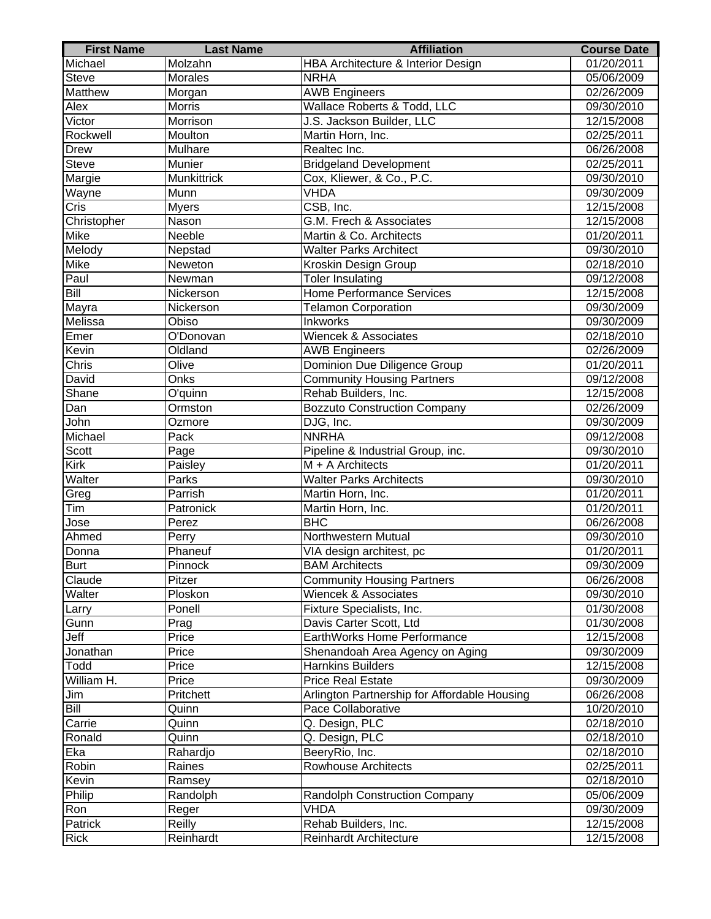| First Name | Last Name | Affiliation | Course Date |
|---|---|---|---|
| Michael | Molzahn | HBA Architecture & Interior Design | 01/20/2011 |
| Steve | Morales | NRHA | 05/06/2009 |
| Matthew | Morgan | AWB Engineers | 02/26/2009 |
| Alex | Morris | Wallace Roberts & Todd, LLC | 09/30/2010 |
| Victor | Morrison | J.S. Jackson Builder, LLC | 12/15/2008 |
| Rockwell | Moulton | Martin Horn, Inc. | 02/25/2011 |
| Drew | Mulhare | Realtec Inc. | 06/26/2008 |
| Steve | Munier | Bridgeland Development | 02/25/2011 |
| Margie | Munkittrick | Cox, Kliewer, & Co., P.C. | 09/30/2010 |
| Wayne | Munn | VHDA | 09/30/2009 |
| Cris | Myers | CSB, Inc. | 12/15/2008 |
| Christopher | Nason | G.M. Frech & Associates | 12/15/2008 |
| Mike | Neeble | Martin & Co. Architects | 01/20/2011 |
| Melody | Nepstad | Walter Parks Architect | 09/30/2010 |
| Mike | Neweton | Kroskin Design Group | 02/18/2010 |
| Paul | Newman | Toler Insulating | 09/12/2008 |
| Bill | Nickerson | Home Performance Services | 12/15/2008 |
| Mayra | Nickerson | Telamon Corporation | 09/30/2009 |
| Melissa | Obiso | Inkworks | 09/30/2009 |
| Emer | O'Donovan | Wiencek & Associates | 02/18/2010 |
| Kevin | Oldland | AWB Engineers | 02/26/2009 |
| Chris | Olive | Dominion Due Diligence Group | 01/20/2011 |
| David | Onks | Community Housing Partners | 09/12/2008 |
| Shane | O'quinn | Rehab Builders, Inc. | 12/15/2008 |
| Dan | Ormston | Bozzuto Construction Company | 02/26/2009 |
| John | Ozmore | DJG, Inc. | 09/30/2009 |
| Michael | Pack | NNRHA | 09/12/2008 |
| Scott | Page | Pipeline & Industrial Group, inc. | 09/30/2010 |
| Kirk | Paisley | M + A Architects | 01/20/2011 |
| Walter | Parks | Walter Parks Architects | 09/30/2010 |
| Greg | Parrish | Martin Horn, Inc. | 01/20/2011 |
| Tim | Patronick | Martin Horn, Inc. | 01/20/2011 |
| Jose | Perez | BHC | 06/26/2008 |
| Ahmed | Perry | Northwestern Mutual | 09/30/2010 |
| Donna | Phaneuf | VIA design architest, pc | 01/20/2011 |
| Burt | Pinnock | BAM Architects | 09/30/2009 |
| Claude | Pitzer | Community Housing Partners | 06/26/2008 |
| Walter | Ploskon | Wiencek & Associates | 09/30/2010 |
| Larry | Ponell | Fixture Specialists, Inc. | 01/30/2008 |
| Gunn | Prag | Davis Carter Scott, Ltd | 01/30/2008 |
| Jeff | Price | EarthWorks Home Performance | 12/15/2008 |
| Jonathan | Price | Shenandoah Area Agency on Aging | 09/30/2009 |
| Todd | Price | Harnkins Builders | 12/15/2008 |
| William H. | Price | Price Real Estate | 09/30/2009 |
| Jim | Pritchett | Arlington Partnership for Affordable Housing | 06/26/2008 |
| Bill | Quinn | Pace Collaborative | 10/20/2010 |
| Carrie | Quinn | Q. Design, PLC | 02/18/2010 |
| Ronald | Quinn | Q. Design, PLC | 02/18/2010 |
| Eka | Rahardjo | BeeryRio, Inc. | 02/18/2010 |
| Robin | Raines | Rowhouse Architects | 02/25/2011 |
| Kevin | Ramsey | | 02/18/2010 |
| Philip | Randolph | Randolph Construction Company | 05/06/2009 |
| Ron | Reger | VHDA | 09/30/2009 |
| Patrick | Reilly | Rehab Builders, Inc. | 12/15/2008 |
| Rick | Reinhardt | Reinhardt Architecture | 12/15/2008 |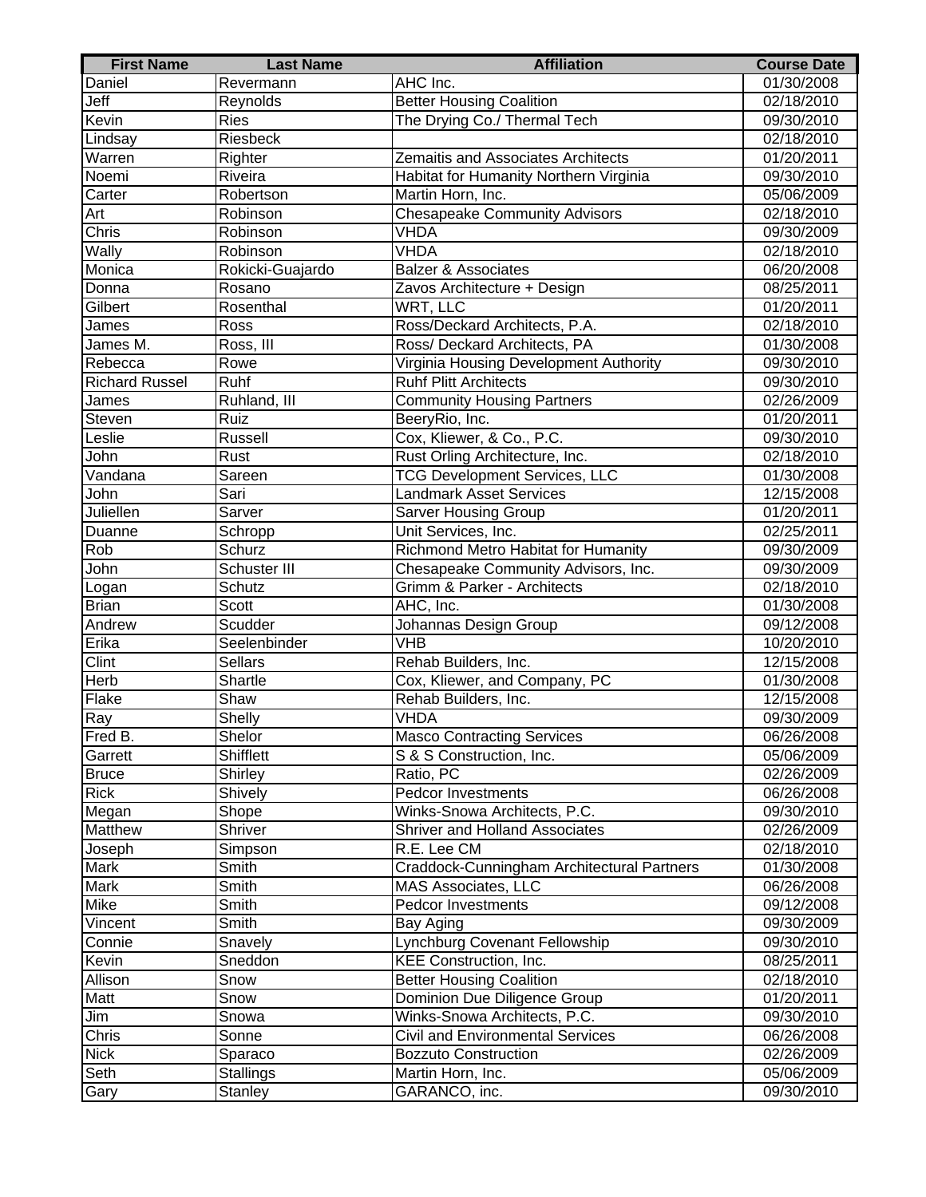| First Name | Last Name | Affiliation | Course Date |
|---|---|---|---|
| Daniel | Revermann | AHC Inc. | 01/30/2008 |
| Jeff | Reynolds | Better Housing Coalition | 02/18/2010 |
| Kevin | Ries | The Drying Co./ Thermal Tech | 09/30/2010 |
| Lindsay | Riesbeck | | 02/18/2010 |
| Warren | Righter | Zemaitis and Associates Architects | 01/20/2011 |
| Noemi | Riveira | Habitat for Humanity Northern Virginia | 09/30/2010 |
| Carter | Robertson | Martin Horn, Inc. | 05/06/2009 |
| Art | Robinson | Chesapeake Community Advisors | 02/18/2010 |
| Chris | Robinson | VHDA | 09/30/2009 |
| Wally | Robinson | VHDA | 02/18/2010 |
| Monica | Rokicki-Guajardo | Balzer & Associates | 06/20/2008 |
| Donna | Rosano | Zavos Architecture + Design | 08/25/2011 |
| Gilbert | Rosenthal | WRT, LLC | 01/20/2011 |
| James | Ross | Ross/Deckard Architects, P.A. | 02/18/2010 |
| James M. | Ross, III | Ross/ Deckard Architects, PA | 01/30/2008 |
| Rebecca | Rowe | Virginia Housing Development Authority | 09/30/2010 |
| Richard Russel | Ruhf | Ruhf Plitt Architects | 09/30/2010 |
| James | Ruhland, III | Community Housing Partners | 02/26/2009 |
| Steven | Ruiz | BeeryRio, Inc. | 01/20/2011 |
| Leslie | Russell | Cox, Kliewer, & Co., P.C. | 09/30/2010 |
| John | Rust | Rust Orling Architecture, Inc. | 02/18/2010 |
| Vandana | Sareen | TCG Development Services, LLC | 01/30/2008 |
| John | Sari | Landmark Asset Services | 12/15/2008 |
| Juliellen | Sarver | Sarver Housing Group | 01/20/2011 |
| Duanne | Schropp | Unit Services, Inc. | 02/25/2011 |
| Rob | Schurz | Richmond Metro Habitat for Humanity | 09/30/2009 |
| John | Schuster III | Chesapeake Community Advisors, Inc. | 09/30/2009 |
| Logan | Schutz | Grimm & Parker - Architects | 02/18/2010 |
| Brian | Scott | AHC, Inc. | 01/30/2008 |
| Andrew | Scudder | Johannas Design Group | 09/12/2008 |
| Erika | Seelenbinder | VHB | 10/20/2010 |
| Clint | Sellars | Rehab Builders, Inc. | 12/15/2008 |
| Herb | Shartle | Cox, Kliewer, and Company, PC | 01/30/2008 |
| Flake | Shaw | Rehab Builders, Inc. | 12/15/2008 |
| Ray | Shelly | VHDA | 09/30/2009 |
| Fred B. | Shelor | Masco Contracting Services | 06/26/2008 |
| Garrett | Shifflett | S & S Construction, Inc. | 05/06/2009 |
| Bruce | Shirley | Ratio, PC | 02/26/2009 |
| Rick | Shively | Pedcor Investments | 06/26/2008 |
| Megan | Shope | Winks-Snowa Architects, P.C. | 09/30/2010 |
| Matthew | Shriver | Shriver and Holland Associates | 02/26/2009 |
| Joseph | Simpson | R.E. Lee CM | 02/18/2010 |
| Mark | Smith | Craddock-Cunningham Architectural Partners | 01/30/2008 |
| Mark | Smith | MAS Associates, LLC | 06/26/2008 |
| Mike | Smith | Pedcor Investments | 09/12/2008 |
| Vincent | Smith | Bay Aging | 09/30/2009 |
| Connie | Snavely | Lynchburg Covenant Fellowship | 09/30/2010 |
| Kevin | Sneddon | KEE Construction, Inc. | 08/25/2011 |
| Allison | Snow | Better Housing Coalition | 02/18/2010 |
| Matt | Snow | Dominion Due Diligence Group | 01/20/2011 |
| Jim | Snowa | Winks-Snowa Architects, P.C. | 09/30/2010 |
| Chris | Sonne | Civil and Environmental Services | 06/26/2008 |
| Nick | Sparaco | Bozzuto Construction | 02/26/2009 |
| Seth | Stallings | Martin Horn, Inc. | 05/06/2009 |
| Gary | Stanley | GARANCO, inc. | 09/30/2010 |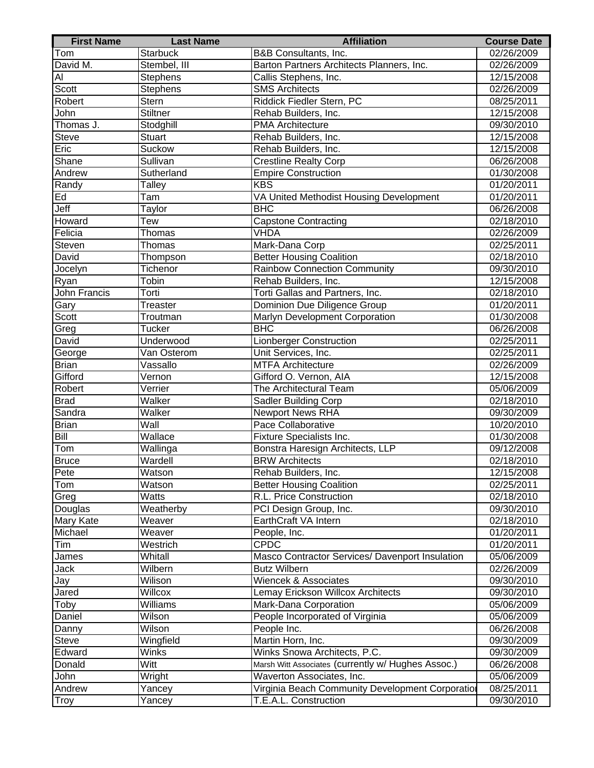| First Name | Last Name | Affiliation | Course Date |
|---|---|---|---|
| Tom | Starbuck | B&B Consultants, Inc. | 02/26/2009 |
| David M. | Stembel, III | Barton Partners Architects Planners, Inc. | 02/26/2009 |
| Al | Stephens | Callis Stephens, Inc. | 12/15/2008 |
| Scott | Stephens | SMS Architects | 02/26/2009 |
| Robert | Stern | Riddick Fiedler Stern, PC | 08/25/2011 |
| John | Stiltner | Rehab Builders, Inc. | 12/15/2008 |
| Thomas J. | Stodghill | PMA Architecture | 09/30/2010 |
| Steve | Stuart | Rehab Builders, Inc. | 12/15/2008 |
| Eric | Suckow | Rehab Builders, Inc. | 12/15/2008 |
| Shane | Sullivan | Crestline Realty Corp | 06/26/2008 |
| Andrew | Sutherland | Empire Construction | 01/30/2008 |
| Randy | Talley | KBS | 01/20/2011 |
| Ed | Tam | VA United Methodist Housing Development | 01/20/2011 |
| Jeff | Taylor | BHC | 06/26/2008 |
| Howard | Tew | Capstone Contracting | 02/18/2010 |
| Felicia | Thomas | VHDA | 02/26/2009 |
| Steven | Thomas | Mark-Dana Corp | 02/25/2011 |
| David | Thompson | Better Housing Coalition | 02/18/2010 |
| Jocelyn | Tichenor | Rainbow Connection Community | 09/30/2010 |
| Ryan | Tobin | Rehab Builders, Inc. | 12/15/2008 |
| John Francis | Torti | Torti Gallas and Partners, Inc. | 02/18/2010 |
| Gary | Treaster | Dominion Due Diligence Group | 01/20/2011 |
| Scott | Troutman | Marlyn Development Corporation | 01/30/2008 |
| Greg | Tucker | BHC | 06/26/2008 |
| David | Underwood | Lionberger Construction | 02/25/2011 |
| George | Van Osterom | Unit Services, Inc. | 02/25/2011 |
| Brian | Vassallo | MTFA Architecture | 02/26/2009 |
| Gifford | Vernon | Gifford O. Vernon, AIA | 12/15/2008 |
| Robert | Verrier | The Architectural Team | 05/06/2009 |
| Brad | Walker | Sadler Building Corp | 02/18/2010 |
| Sandra | Walker | Newport News RHA | 09/30/2009 |
| Brian | Wall | Pace Collaborative | 10/20/2010 |
| Bill | Wallace | Fixture Specialists Inc. | 01/30/2008 |
| Tom | Wallinga | Bonstra Haresign Architects, LLP | 09/12/2008 |
| Bruce | Wardell | BRW Architects | 02/18/2010 |
| Pete | Watson | Rehab Builders, Inc. | 12/15/2008 |
| Tom | Watson | Better Housing Coalition | 02/25/2011 |
| Greg | Watts | R.L. Price Construction | 02/18/2010 |
| Douglas | Weatherby | PCI Design Group, Inc. | 09/30/2010 |
| Mary Kate | Weaver | EarthCraft VA Intern | 02/18/2010 |
| Michael | Weaver | People, Inc. | 01/20/2011 |
| Tim | Westrich | CPDC | 01/20/2011 |
| James | Whitall | Masco Contractor Services/ Davenport Insulation | 05/06/2009 |
| Jack | Wilbern | Butz Wilbern | 02/26/2009 |
| Jay | Wilison | Wiencek & Associates | 09/30/2010 |
| Jared | Willcox | Lemay Erickson Willcox Architects | 09/30/2010 |
| Toby | Williams | Mark-Dana Corporation | 05/06/2009 |
| Daniel | Wilson | People Incorporated of Virginia | 05/06/2009 |
| Danny | Wilson | People Inc. | 06/26/2008 |
| Steve | Wingfield | Martin Horn, Inc. | 09/30/2009 |
| Edward | Winks | Winks Snowa Architects, P.C. | 09/30/2009 |
| Donald | Witt | Marsh Witt Associates (currently w/ Hughes Assoc.) | 06/26/2008 |
| John | Wright | Waverton Associates, Inc. | 05/06/2009 |
| Andrew | Yancey | Virginia Beach Community Development Corporatio | 08/25/2011 |
| Troy | Yancey | T.E.A.L. Construction | 09/30/2010 |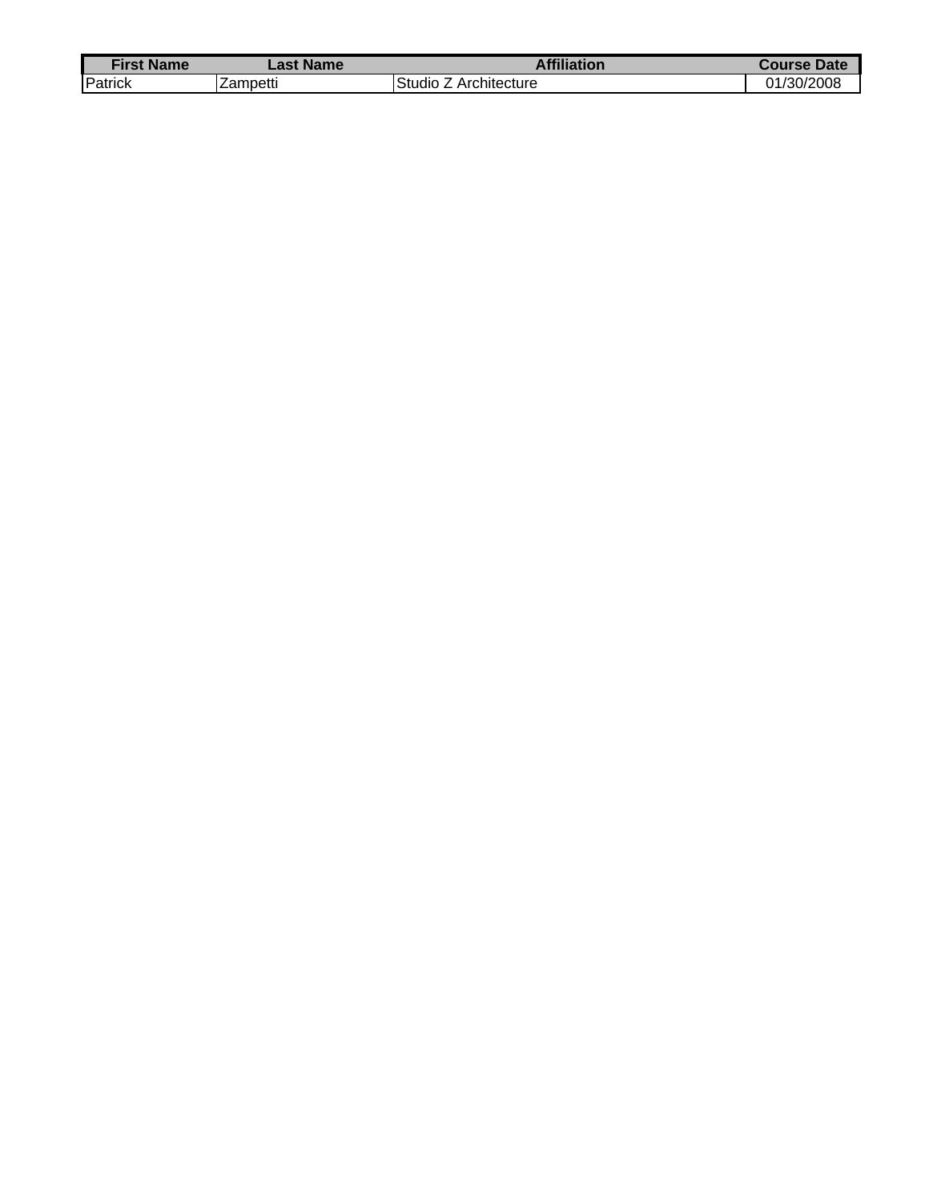| First Name | Last Name | Affiliation | Course Date |
| --- | --- | --- | --- |
| Patrick | Zampetti | Studio Z Architecture | 01/30/2008 |